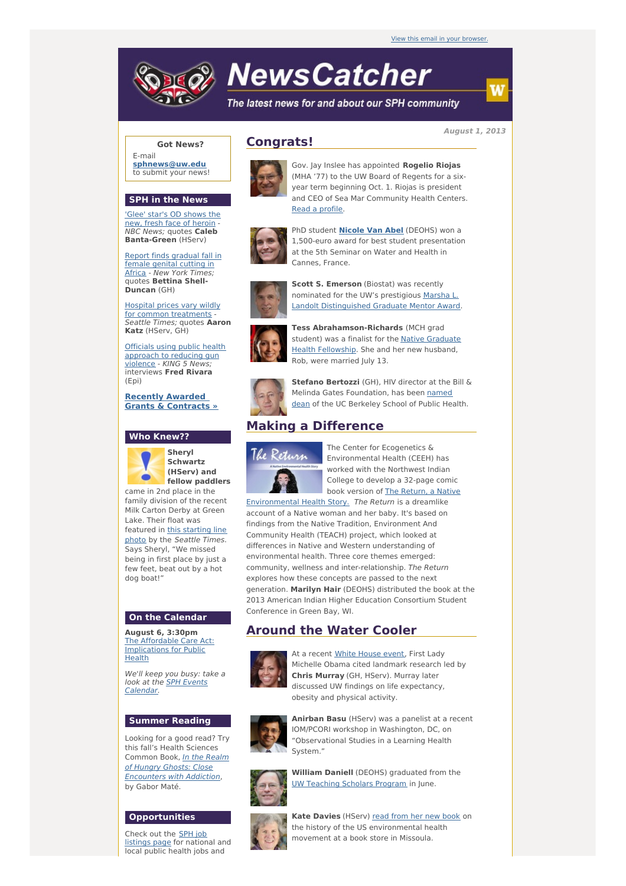View this email in your browser.

# NewsCatcher

*The latest news for and about our SPH community*

**August 1, 2013**

**Got News?**

E-mail **sphnews@uw.edu** to submit your news!

## SPH in the News

'Glee' star's OD shows the new, fresh face of heroin - *NBC News;* quotes **Caleb Banta-Green** (HServ)

Report finds gradual fall in female genital cutting in Africa - *New York Times;* quotes **Bettina Shell-Duncan** (GH)

Hospital prices vary wildly for common treatments - *Seattle Times;* quotes **Aaron Katz** (HServ, GH)

Officials using public health approach to reducing gun violence - *KING 5 News;* interviews **Fred Rivara** (Epi)

**Recently Awarded Grants & Contracts »**

## Who Knew??

**Sheryl Schwartz (HServ) and fellow paddlers** came in 2nd place in the family division of the recent Milk Carton Derby at Green Lake. Their float was featured in this starting line photo by the *Seattle Times*. Says Sheryl, "We missed being in first place by just a few feet, beat out by a hot dog boat!"

## On the Calendar

**August 6, 3:30pm**
The Affordable Care Act: Implications for Public Health

*We'll keep you busy: take a look at the SPH Events Calendar.*

## Summer Reading

Looking for a good read? Try this fall's Health Sciences Common Book, *In the Realm of Hungry Ghosts: Close Encounters with Addiction*, by Gabor Maté.

## Opportunities

Check out the SPH job listings page for national and local public health jobs and

## Congrats!

Gov. Jay Inslee has appointed **Rogelio Riojas** (MHA '77) to the UW Board of Regents for a six-year term beginning Oct. 1. Riojas is president and CEO of Sea Mar Community Health Centers. Read a profile.

PhD student **Nicole Van Abel** (DEOHS) won a 1,500-euro award for best student presentation at the 5th Seminar on Water and Health in Cannes, France.

**Scott S. Emerson** (Biostat) was recently nominated for the UW's prestigious Marsha L. Landolt Distinguished Graduate Mentor Award.

**Tess Abrahamson-Richards** (MCH grad student) was a finalist for the Native Graduate Health Fellowship. She and her new husband, Rob, were married July 13.

**Stefano Bertozzi** (GH), HIV director at the Bill & Melinda Gates Foundation, has been named dean of the UC Berkeley School of Public Health.

## Making a Difference

The Center for Ecogenetics & Environmental Health (CEEH) has worked with the Northwest Indian College to develop a 32-page comic book version of The Return, a Native Environmental Health Story. *The Return* is a dreamlike account of a Native woman and her baby. It's based on findings from the Native Tradition, Environment And Community Health (TEACH) project, which looked at differences in Native and Western understanding of environmental health. Three core themes emerged: community, wellness and inter-relationship. *The Return* explores how these concepts are passed to the next generation. **Marilyn Hair** (DEOHS) distributed the book at the 2013 American Indian Higher Education Consortium Student Conference in Green Bay, WI.

## Around the Water Cooler

At a recent White House event, First Lady Michelle Obama cited landmark research led by **Chris Murray** (GH, HServ). Murray later discussed UW findings on life expectancy, obesity and physical activity.

**Anirban Basu** (HServ) was a panelist at a recent IOM/PCORI workshop in Washington, DC, on "Observational Studies in a Learning Health System."

**William Daniell** (DEOHS) graduated from the UW Teaching Scholars Program in June.

**Kate Davies** (HServ) read from her new book on the history of the US environmental health movement at a book store in Missoula.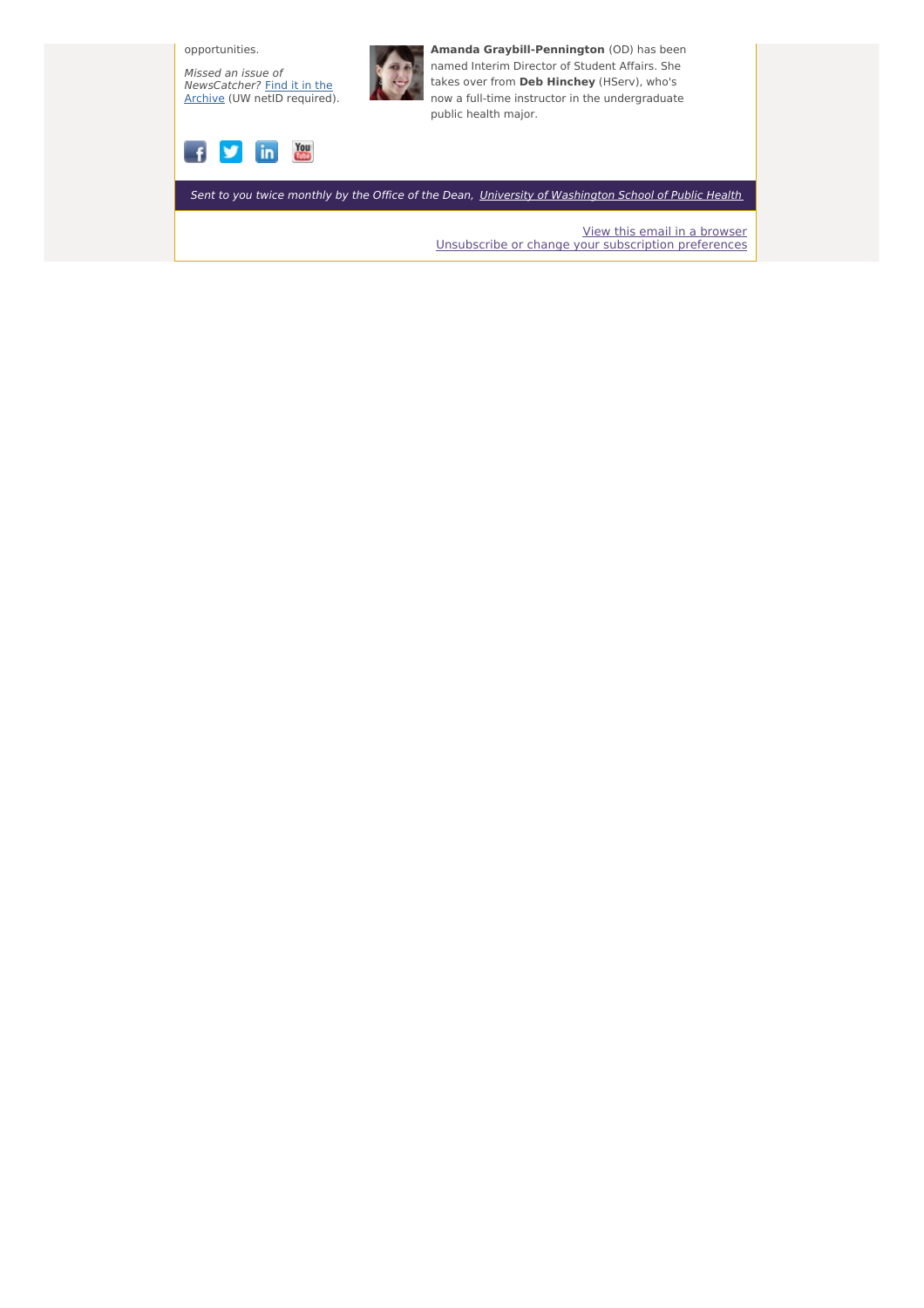opportunities.

*Missed an issue of NewsCatcher?* [Find it in the Archive] (UW netID required).

**Amanda Graybill-Pennington** (OD) has been named Interim Director of Student Affairs. She takes over from **Deb Hinchey** (HServ), who's now a full-time instructor in the undergraduate public health major.

*Sent to you twice monthly by the Office of the Dean, University of Washington School of Public Health*

View this email in a browser

Unsubscribe or change your subscription preferences